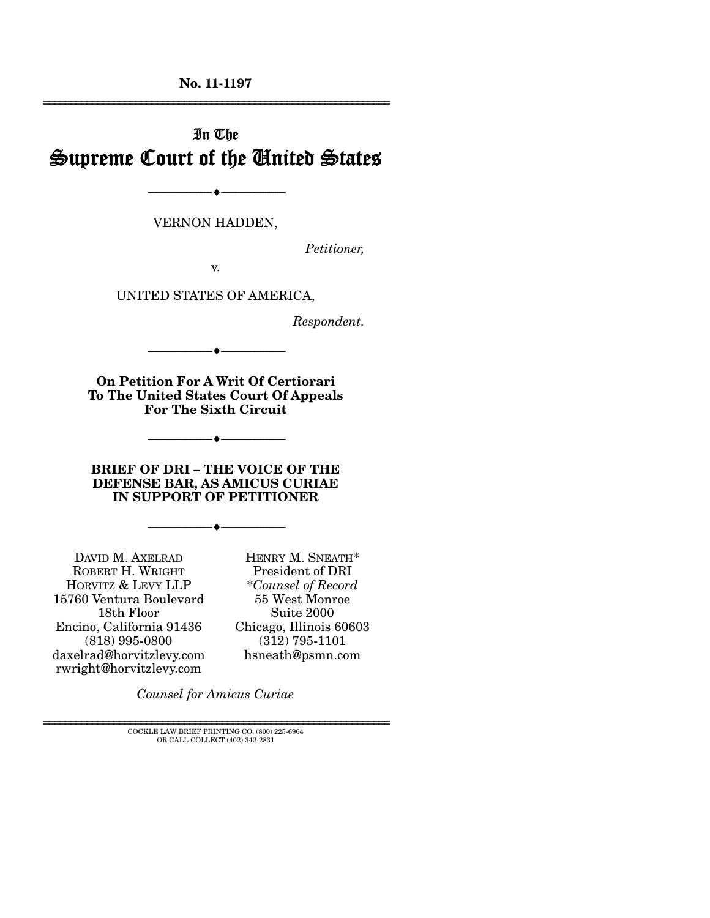**No. 11-1197**

---

# In The Supreme Court of the United States

---

VERNON HADDEN,

*Petitioner,*

v.

UNITED STATES OF AMERICA,

*Respondent.*

---

**On Petition For A Writ Of Certiorari To The United States Court Of Appeals For The Sixth Circuit**

---

**BRIEF OF DRI – THE VOICE OF THE DEFENSE BAR, AS AMICUS CURIAE IN SUPPORT OF PETITIONER**

---

DAVID M. AXELRAD
ROBERT H. WRIGHT
HORVITZ & LEVY LLP
15760 Ventura Boulevard
18th Floor
Encino, California 91436
(818) 995-0800
daxelrad@horvitzlevy.com
rwright@horvitzlevy.com

HENRY M. SNEATH*
President of DRI
*Counsel of Record
55 West Monroe
Suite 2000
Chicago, Illinois 60603
(312) 795-1101
hsneath@psmn.com

*Counsel for Amicus Curiae*

---

COCKLE LAW BRIEF PRINTING CO. (800) 225-6964
OR CALL COLLECT (402) 342-2831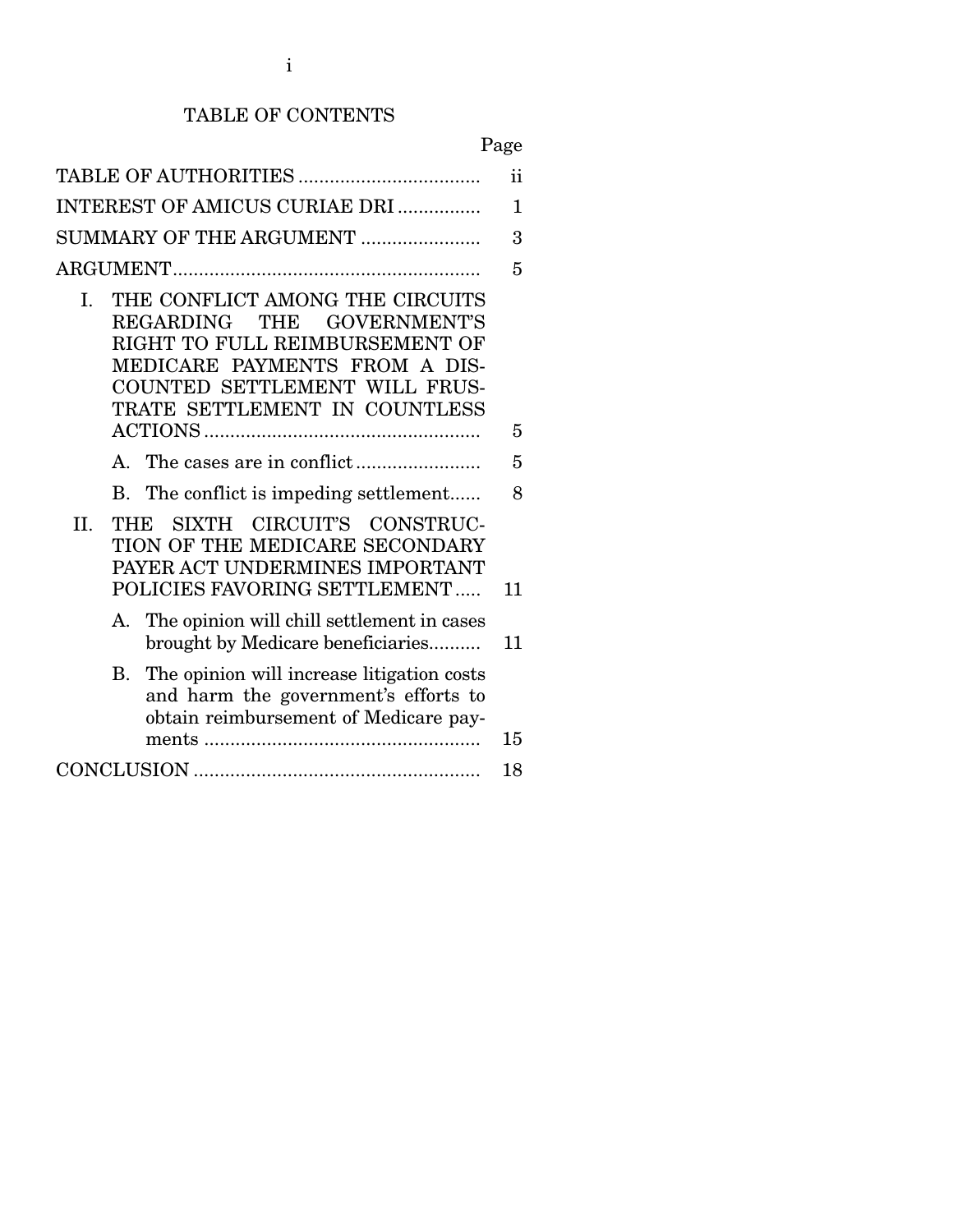# TABLE OF CONTENTS

| | Page |
|---|---|
| TABLE OF AUTHORITIES | ii |
| INTEREST OF AMICUS CURIAE DRI | 1 |
| SUMMARY OF THE ARGUMENT | 3 |
| ARGUMENT | 5 |
| I. THE CONFLICT AMONG THE CIRCUITS REGARDING THE GOVERNMENT'S RIGHT TO FULL REIMBURSEMENT OF MEDICARE PAYMENTS FROM A DISCOUNTED SETTLEMENT WILL FRUSTRATE SETTLEMENT IN COUNTLESS ACTIONS | 5 |
| A. The cases are in conflict | 5 |
| B. The conflict is impeding settlement | 8 |
| II. THE SIXTH CIRCUIT'S CONSTRUCTION OF THE MEDICARE SECONDARY PAYER ACT UNDERMINES IMPORTANT POLICIES FAVORING SETTLEMENT | 11 |
| A. The opinion will chill settlement in cases brought by Medicare beneficiaries | 11 |
| B. The opinion will increase litigation costs and harm the government's efforts to obtain reimbursement of Medicare payments | 15 |
| CONCLUSION | 18 |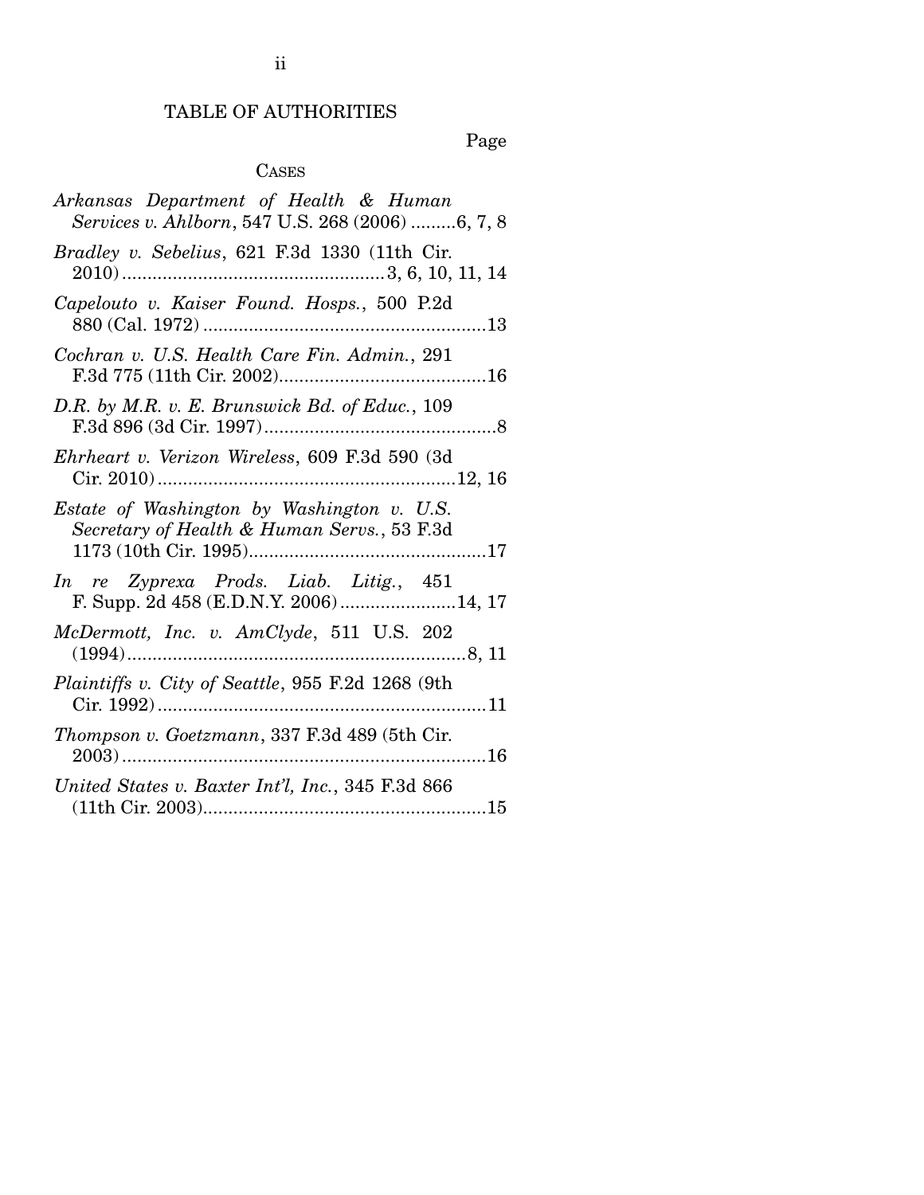# TABLE OF AUTHORITIES

Page

## CASES

*Arkansas Department of Health & Human Services v. Ahlborn*, 547 U.S. 268 (2006) .........6, 7, 8

*Bradley v. Sebelius*, 621 F.3d 1330 (11th Cir. 2010) ...................................................3, 6, 10, 11, 14

*Capelouto v. Kaiser Found. Hosps.*, 500 P.2d 880 (Cal. 1972) ........................................................13

*Cochran v. U.S. Health Care Fin. Admin.*, 291 F.3d 775 (11th Cir. 2002).........................................16

*D.R. by M.R. v. E. Brunswick Bd. of Educ.*, 109 F.3d 896 (3d Cir. 1997)..............................................8

*Ehrheart v. Verizon Wireless*, 609 F.3d 590 (3d Cir. 2010)...........................................................12, 16

*Estate of Washington by Washington v. U.S. Secretary of Health & Human Servs.*, 53 F.3d 1173 (10th Cir. 1995)...............................................17

*In re Zyprexa Prods. Liab. Litig.*, 451 F. Supp. 2d 458 (E.D.N.Y. 2006) .......................14, 17

*McDermott, Inc. v. AmClyde*, 511 U.S. 202 (1994)...................................................................8, 11

*Plaintiffs v. City of Seattle*, 955 F.2d 1268 (9th Cir. 1992) .................................................................11

*Thompson v. Goetzmann*, 337 F.3d 489 (5th Cir. 2003) ........................................................................16

*United States v. Baxter Int'l, Inc.*, 345 F.3d 866 (11th Cir. 2003)........................................................15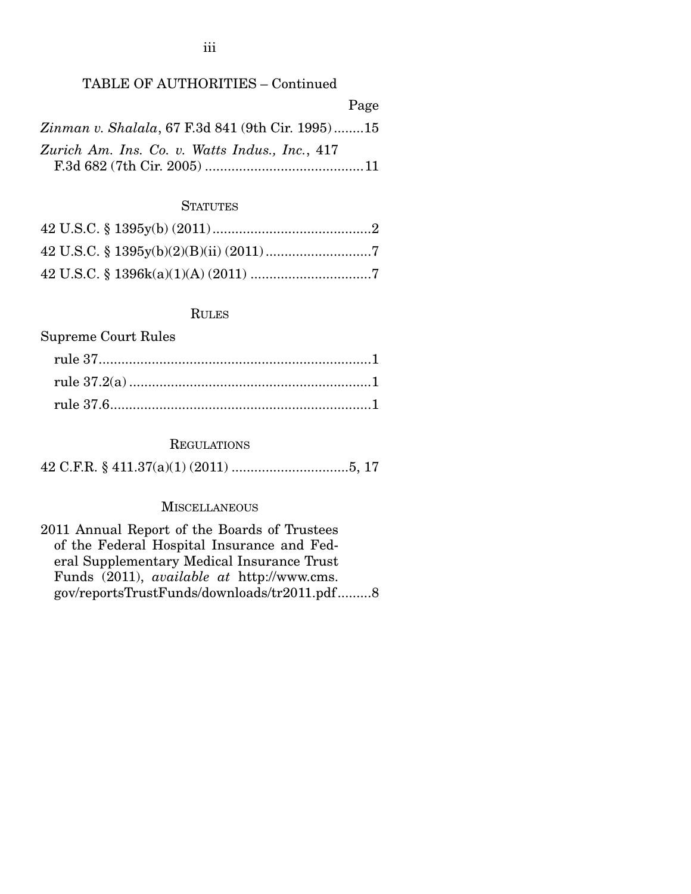## TABLE OF AUTHORITIES – Continued

Page

*Zinman v. Shalala*, 67 F.3d 841 (9th Cir. 1995)........15

*Zurich Am. Ins. Co. v. Watts Indus., Inc.*, 417 F.3d 682 (7th Cir. 2005)..........................................11

### STATUTES

42 U.S.C. § 1395y(b) (2011)..........................................2

42 U.S.C. § 1395y(b)(2)(B)(ii) (2011)............................7

42 U.S.C. § 1396k(a)(1)(A) (2011) ................................7

### RULES

Supreme Court Rules

rule 37........................................................................1

rule 37.2(a) ................................................................1

rule 37.6.....................................................................1

### REGULATIONS

42 C.F.R. § 411.37(a)(1) (2011) ...............................5, 17

### MISCELLANEOUS

2011 Annual Report of the Boards of Trustees of the Federal Hospital Insurance and Federal Supplementary Medical Insurance Trust Funds (2011), *available at* http://www.cms.gov/reportsTrustFunds/downloads/tr2011.pdf.........8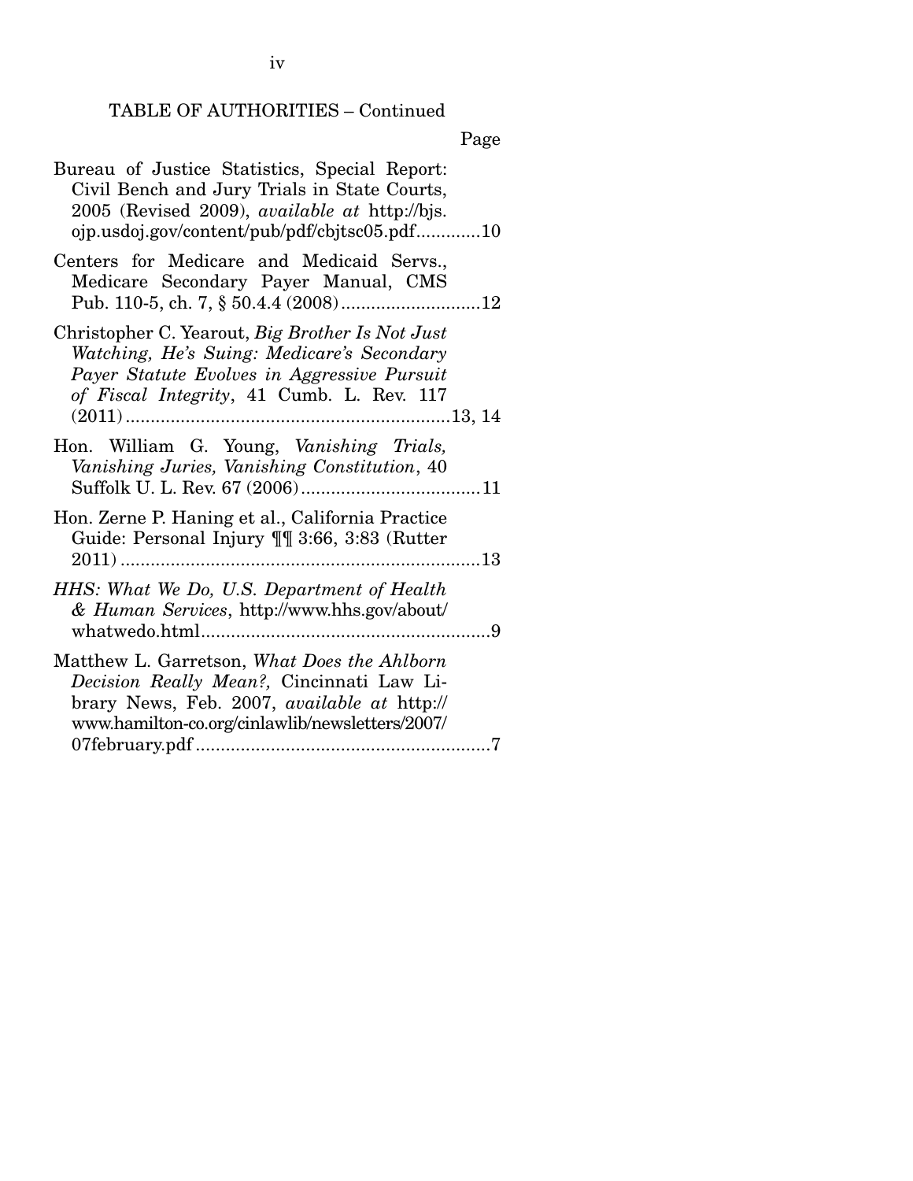TABLE OF AUTHORITIES – Continued

Page

Bureau of Justice Statistics, Special Report: Civil Bench and Jury Trials in State Courts, 2005 (Revised 2009), *available at* http://bjs.ojp.usdoj.gov/content/pub/pdf/cbjtsc05.pdf.............10

Centers for Medicare and Medicaid Servs., Medicare Secondary Payer Manual, CMS Pub. 110-5, ch. 7, § 50.4.4 (2008)............................12

Christopher C. Yearout, *Big Brother Is Not Just Watching, He's Suing: Medicare's Secondary Payer Statute Evolves in Aggressive Pursuit of Fiscal Integrity*, 41 Cumb. L. Rev. 117 (2011).................................................................13, 14

Hon. William G. Young, *Vanishing Trials, Vanishing Juries, Vanishing Constitution*, 40 Suffolk U. L. Rev. 67 (2006)....................................11

Hon. Zerne P. Haning et al., California Practice Guide: Personal Injury ¶¶ 3:66, 3:83 (Rutter 2011).......................................................................13

*HHS: What We Do, U.S. Department of Health & Human Services*, http://www.hhs.gov/about/whatwedo.html..........................................................9

Matthew L. Garretson, *What Does the Ahlborn Decision Really Mean?,* Cincinnati Law Library News, Feb. 2007, *available at* http://www.hamilton-co.org/cinlawlib/newsletters/2007/07february.pdf..........................................................7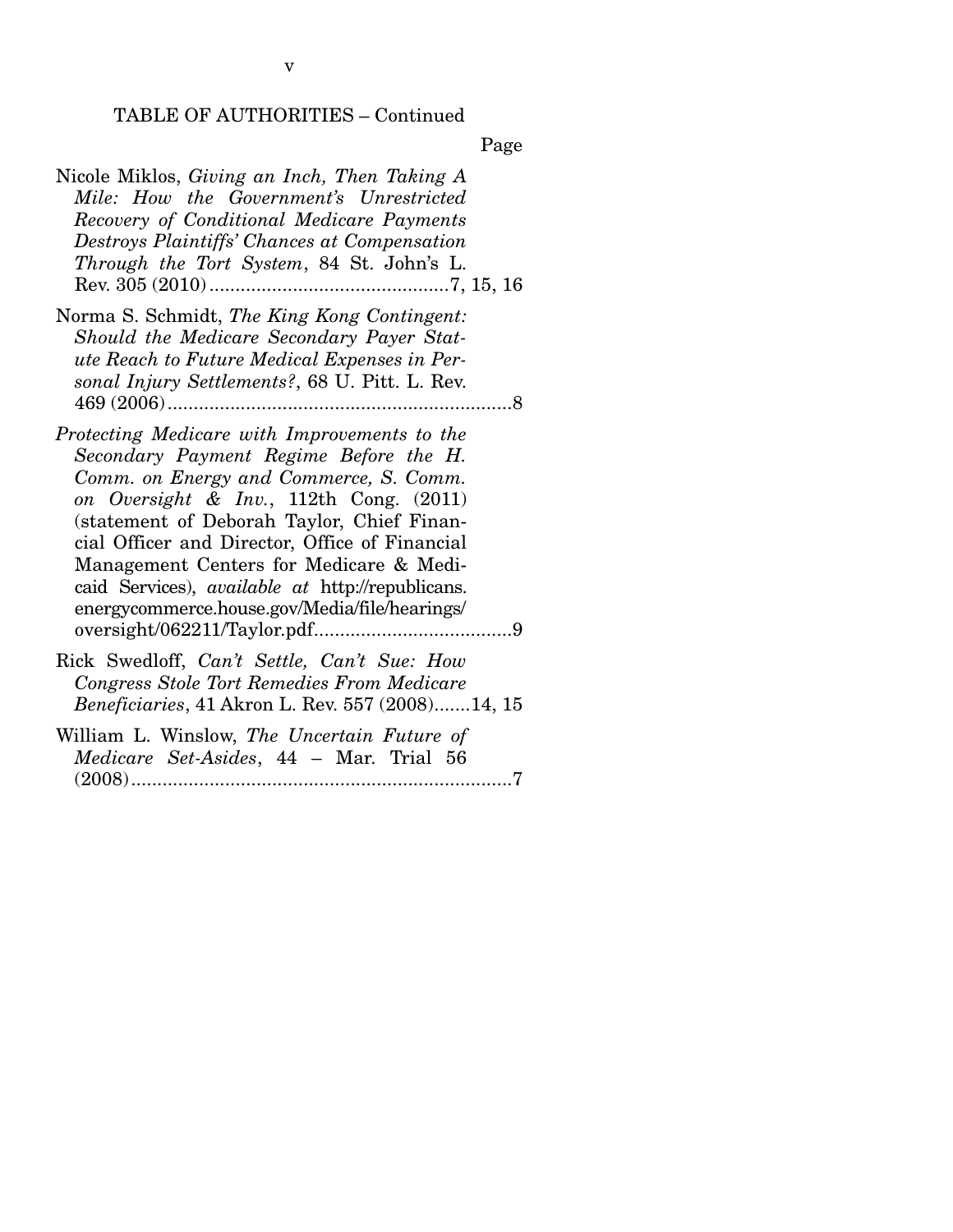TABLE OF AUTHORITIES – Continued

Page

Nicole Miklos, *Giving an Inch, Then Taking A Mile: How the Government's Unrestricted Recovery of Conditional Medicare Payments Destroys Plaintiffs' Chances at Compensation Through the Tort System*, 84 St. John's L. Rev. 305 (2010) ....................7, 15, 16

Norma S. Schmidt, *The King Kong Contingent: Should the Medicare Secondary Payer Statute Reach to Future Medical Expenses in Personal Injury Settlements?*, 68 U. Pitt. L. Rev. 469 (2006) ....................8

*Protecting Medicare with Improvements to the Secondary Payment Regime Before the H. Comm. on Energy and Commerce, S. Comm. on Oversight & Inv.*, 112th Cong. (2011) (statement of Deborah Taylor, Chief Financial Officer and Director, Office of Financial Management Centers for Medicare & Medicaid Services), *available at* http://republicans.energycommerce.house.gov/Media/file/hearings/oversight/062211/Taylor.pdf....................9

Rick Swedloff, *Can't Settle, Can't Sue: How Congress Stole Tort Remedies From Medicare Beneficiaries*, 41 Akron L. Rev. 557 (2008).......14, 15

William L. Winslow, *The Uncertain Future of Medicare Set-Asides*, 44 – Mar. Trial 56 (2008)....................7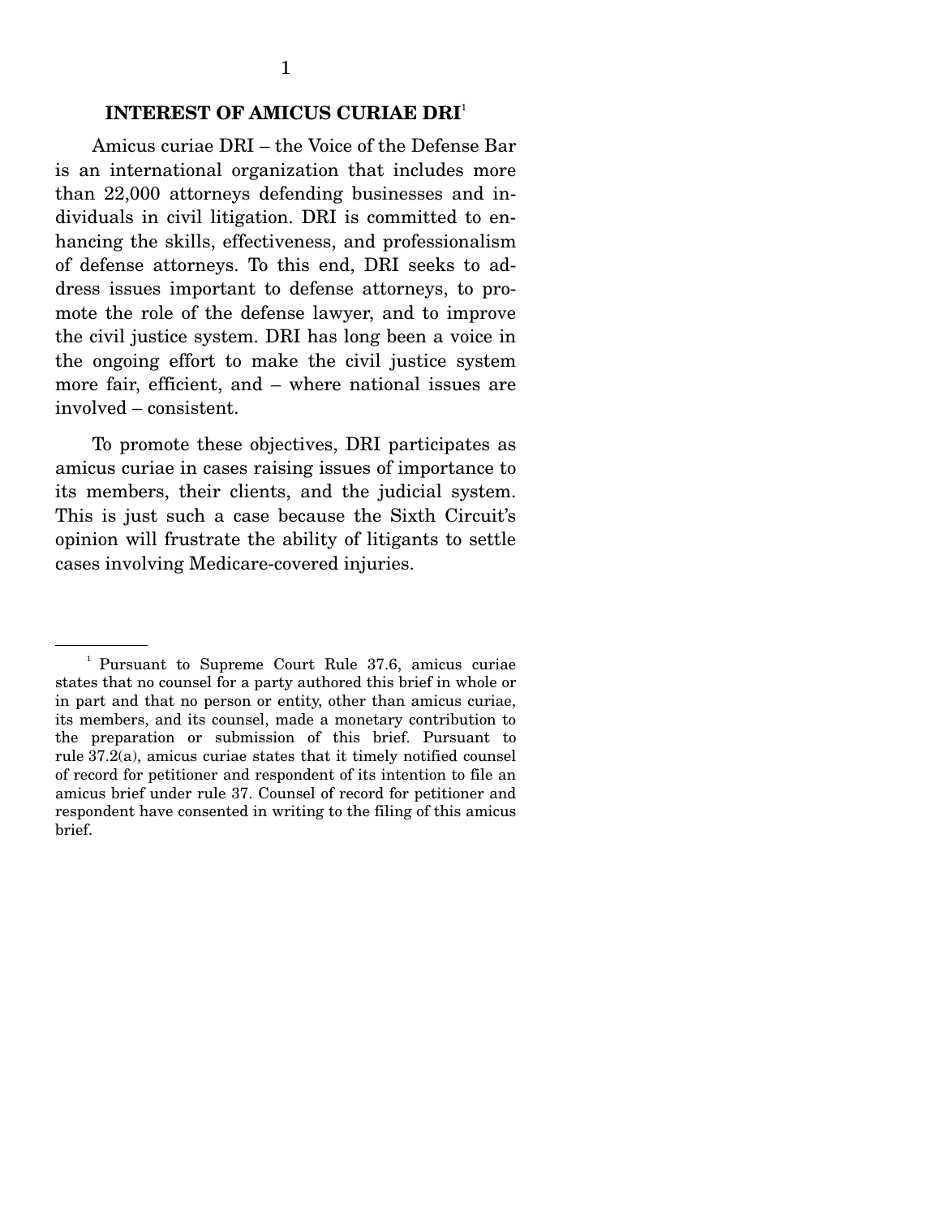## INTEREST OF AMICUS CURIAE DRI[1]

Amicus curiae DRI – the Voice of the Defense Bar is an international organization that includes more than 22,000 attorneys defending businesses and individuals in civil litigation. DRI is committed to enhancing the skills, effectiveness, and professionalism of defense attorneys. To this end, DRI seeks to address issues important to defense attorneys, to promote the role of the defense lawyer, and to improve the civil justice system. DRI has long been a voice in the ongoing effort to make the civil justice system more fair, efficient, and – where national issues are involved – consistent.

To promote these objectives, DRI participates as amicus curiae in cases raising issues of importance to its members, their clients, and the judicial system. This is just such a case because the Sixth Circuit's opinion will frustrate the ability of litigants to settle cases involving Medicare-covered injuries.

---

[1] Pursuant to Supreme Court Rule 37.6, amicus curiae states that no counsel for a party authored this brief in whole or in part and that no person or entity, other than amicus curiae, its members, and its counsel, made a monetary contribution to the preparation or submission of this brief. Pursuant to rule 37.2(a), amicus curiae states that it timely notified counsel of record for petitioner and respondent of its intention to file an amicus brief under rule 37. Counsel of record for petitioner and respondent have consented in writing to the filing of this amicus brief.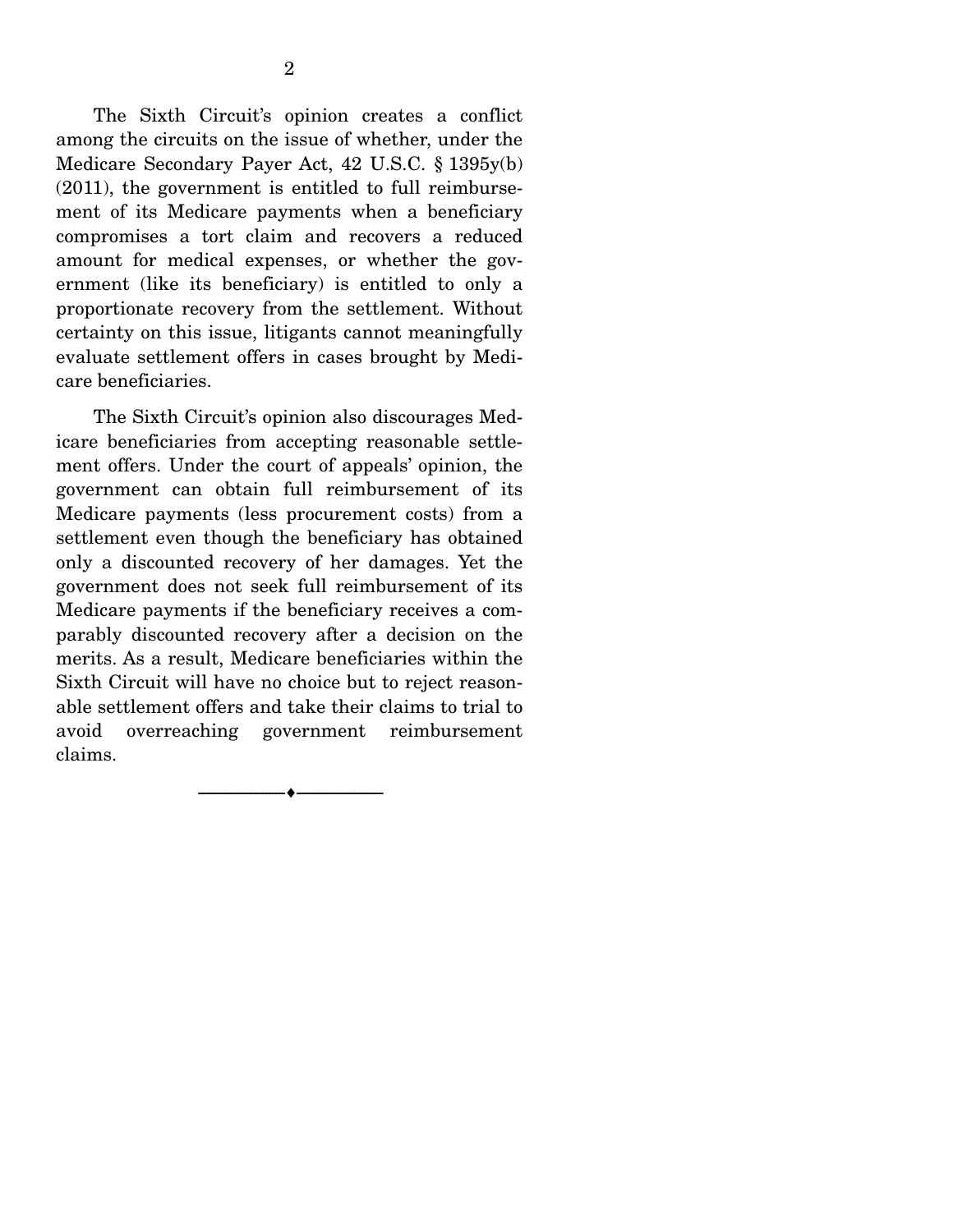The Sixth Circuit's opinion creates a conflict among the circuits on the issue of whether, under the Medicare Secondary Payer Act, 42 U.S.C. § 1395y(b) (2011), the government is entitled to full reimbursement of its Medicare payments when a beneficiary compromises a tort claim and recovers a reduced amount for medical expenses, or whether the government (like its beneficiary) is entitled to only a proportionate recovery from the settlement. Without certainty on this issue, litigants cannot meaningfully evaluate settlement offers in cases brought by Medicare beneficiaries.

The Sixth Circuit's opinion also discourages Medicare beneficiaries from accepting reasonable settlement offers. Under the court of appeals' opinion, the government can obtain full reimbursement of its Medicare payments (less procurement costs) from a settlement even though the beneficiary has obtained only a discounted recovery of her damages. Yet the government does not seek full reimbursement of its Medicare payments if the beneficiary receives a comparably discounted recovery after a decision on the merits. As a result, Medicare beneficiaries within the Sixth Circuit will have no choice but to reject reasonable settlement offers and take their claims to trial to avoid overreaching government reimbursement claims.

---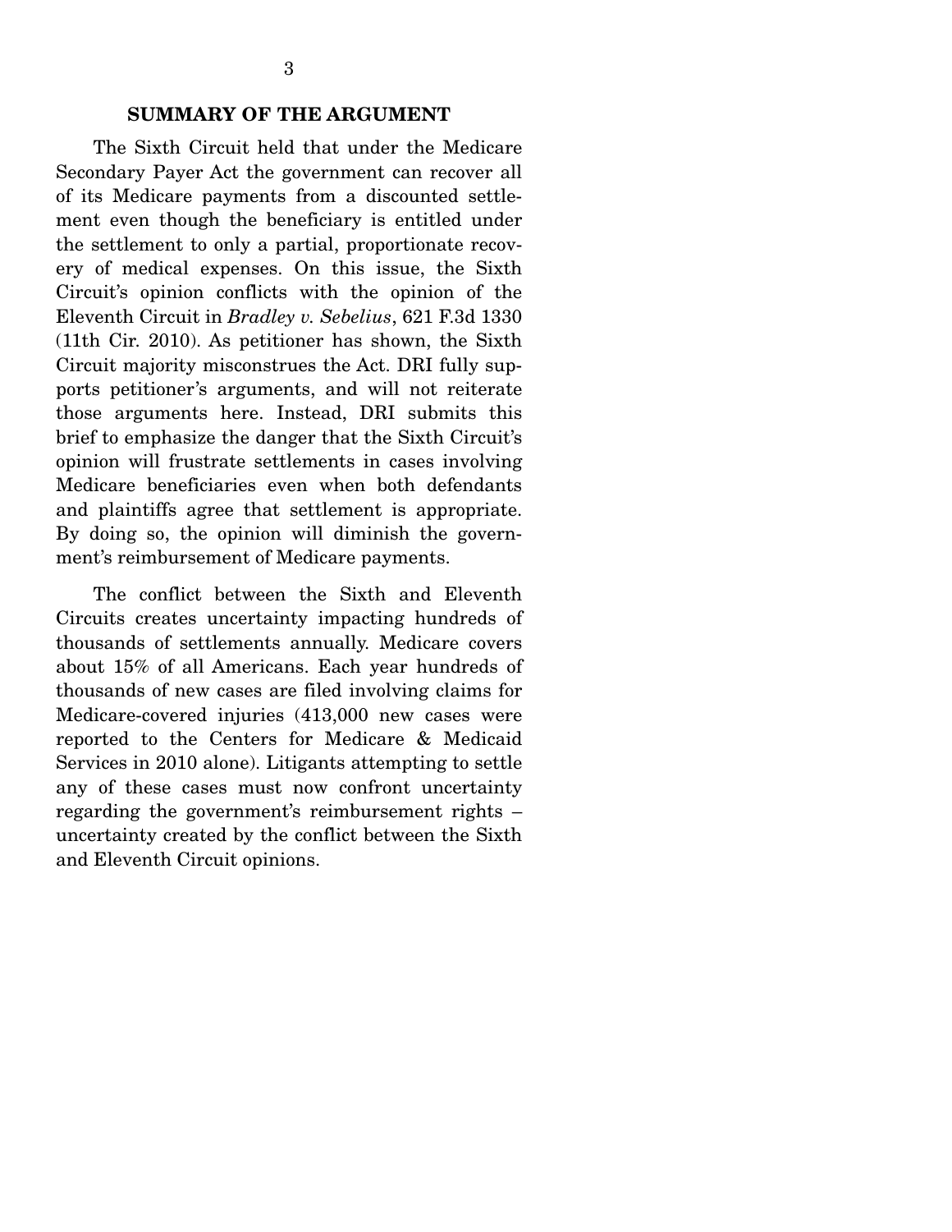## SUMMARY OF THE ARGUMENT

The Sixth Circuit held that under the Medicare Secondary Payer Act the government can recover all of its Medicare payments from a discounted settlement even though the beneficiary is entitled under the settlement to only a partial, proportionate recovery of medical expenses. On this issue, the Sixth Circuit's opinion conflicts with the opinion of the Eleventh Circuit in *Bradley v. Sebelius*, 621 F.3d 1330 (11th Cir. 2010). As petitioner has shown, the Sixth Circuit majority misconstrues the Act. DRI fully supports petitioner's arguments, and will not reiterate those arguments here. Instead, DRI submits this brief to emphasize the danger that the Sixth Circuit's opinion will frustrate settlements in cases involving Medicare beneficiaries even when both defendants and plaintiffs agree that settlement is appropriate. By doing so, the opinion will diminish the government's reimbursement of Medicare payments.

The conflict between the Sixth and Eleventh Circuits creates uncertainty impacting hundreds of thousands of settlements annually. Medicare covers about 15% of all Americans. Each year hundreds of thousands of new cases are filed involving claims for Medicare-covered injuries (413,000 new cases were reported to the Centers for Medicare & Medicaid Services in 2010 alone). Litigants attempting to settle any of these cases must now confront uncertainty regarding the government's reimbursement rights – uncertainty created by the conflict between the Sixth and Eleventh Circuit opinions.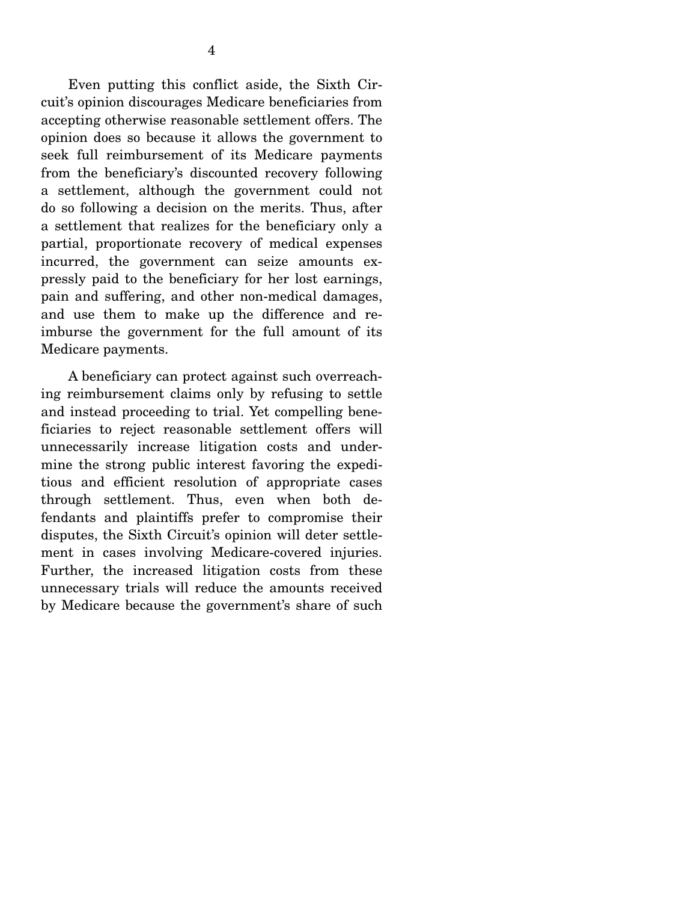Even putting this conflict aside, the Sixth Circuit's opinion discourages Medicare beneficiaries from accepting otherwise reasonable settlement offers. The opinion does so because it allows the government to seek full reimbursement of its Medicare payments from the beneficiary's discounted recovery following a settlement, although the government could not do so following a decision on the merits. Thus, after a settlement that realizes for the beneficiary only a partial, proportionate recovery of medical expenses incurred, the government can seize amounts expressly paid to the beneficiary for her lost earnings, pain and suffering, and other non-medical damages, and use them to make up the difference and reimburse the government for the full amount of its Medicare payments.

A beneficiary can protect against such overreaching reimbursement claims only by refusing to settle and instead proceeding to trial. Yet compelling beneficiaries to reject reasonable settlement offers will unnecessarily increase litigation costs and undermine the strong public interest favoring the expeditious and efficient resolution of appropriate cases through settlement. Thus, even when both defendants and plaintiffs prefer to compromise their disputes, the Sixth Circuit's opinion will deter settlement in cases involving Medicare-covered injuries. Further, the increased litigation costs from these unnecessary trials will reduce the amounts received by Medicare because the government's share of such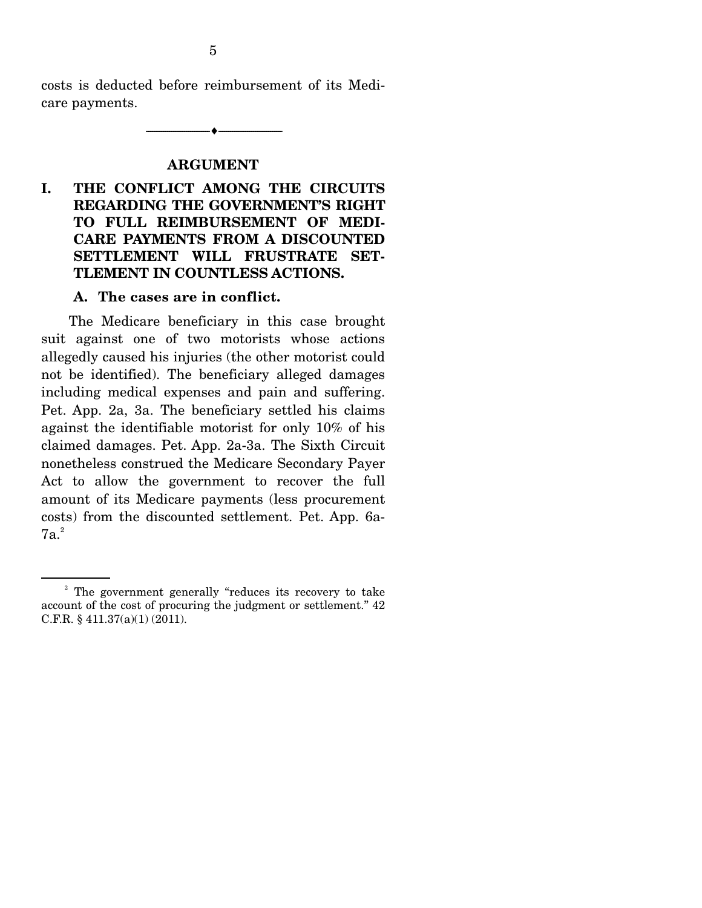costs is deducted before reimbursement of its Medicare payments.

---

## ARGUMENT

### I. THE CONFLICT AMONG THE CIRCUITS REGARDING THE GOVERNMENT'S RIGHT TO FULL REIMBURSEMENT OF MEDICARE PAYMENTS FROM A DISCOUNTED SETTLEMENT WILL FRUSTRATE SETTLEMENT IN COUNTLESS ACTIONS.

#### A. The cases are in conflict.

The Medicare beneficiary in this case brought suit against one of two motorists whose actions allegedly caused his injuries (the other motorist could not be identified). The beneficiary alleged damages including medical expenses and pain and suffering. Pet. App. 2a, 3a. The beneficiary settled his claims against the identifiable motorist for only 10% of his claimed damages. Pet. App. 2a-3a. The Sixth Circuit nonetheless construed the Medicare Secondary Payer Act to allow the government to recover the full amount of its Medicare payments (less procurement costs) from the discounted settlement. Pet. App. 6a-7a.[2]

---

[2] The government generally "reduces its recovery to take account of the cost of procuring the judgment or settlement." 42 C.F.R. § 411.37(a)(1) (2011).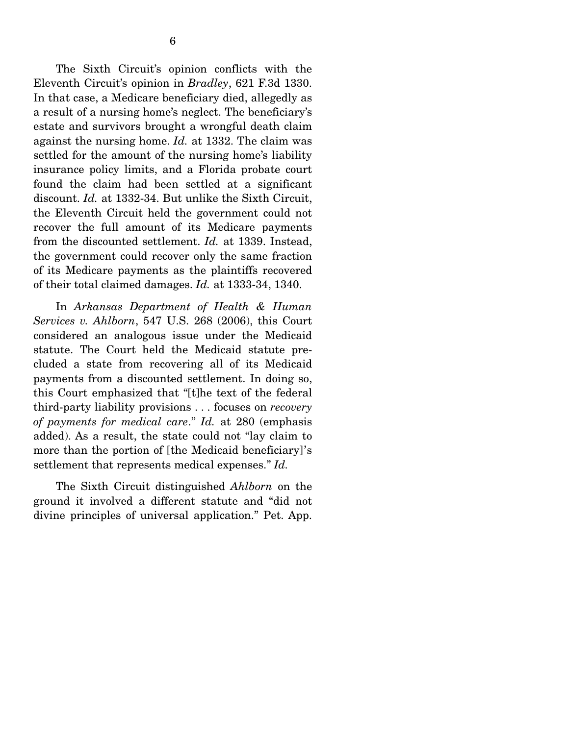The Sixth Circuit's opinion conflicts with the Eleventh Circuit's opinion in *Bradley*, 621 F.3d 1330. In that case, a Medicare beneficiary died, allegedly as a result of a nursing home's neglect. The beneficiary's estate and survivors brought a wrongful death claim against the nursing home. *Id.* at 1332. The claim was settled for the amount of the nursing home's liability insurance policy limits, and a Florida probate court found the claim had been settled at a significant discount. *Id.* at 1332-34. But unlike the Sixth Circuit, the Eleventh Circuit held the government could not recover the full amount of its Medicare payments from the discounted settlement. *Id.* at 1339. Instead, the government could recover only the same fraction of its Medicare payments as the plaintiffs recovered of their total claimed damages. *Id.* at 1333-34, 1340.

In *Arkansas Department of Health & Human Services v. Ahlborn*, 547 U.S. 268 (2006), this Court considered an analogous issue under the Medicaid statute. The Court held the Medicaid statute precluded a state from recovering all of its Medicaid payments from a discounted settlement. In doing so, this Court emphasized that "[t]he text of the federal third-party liability provisions . . . focuses on *recovery of payments for medical care*." *Id.* at 280 (emphasis added). As a result, the state could not "lay claim to more than the portion of [the Medicaid beneficiary]'s settlement that represents medical expenses." *Id.*

The Sixth Circuit distinguished *Ahlborn* on the ground it involved a different statute and "did not divine principles of universal application." Pet. App.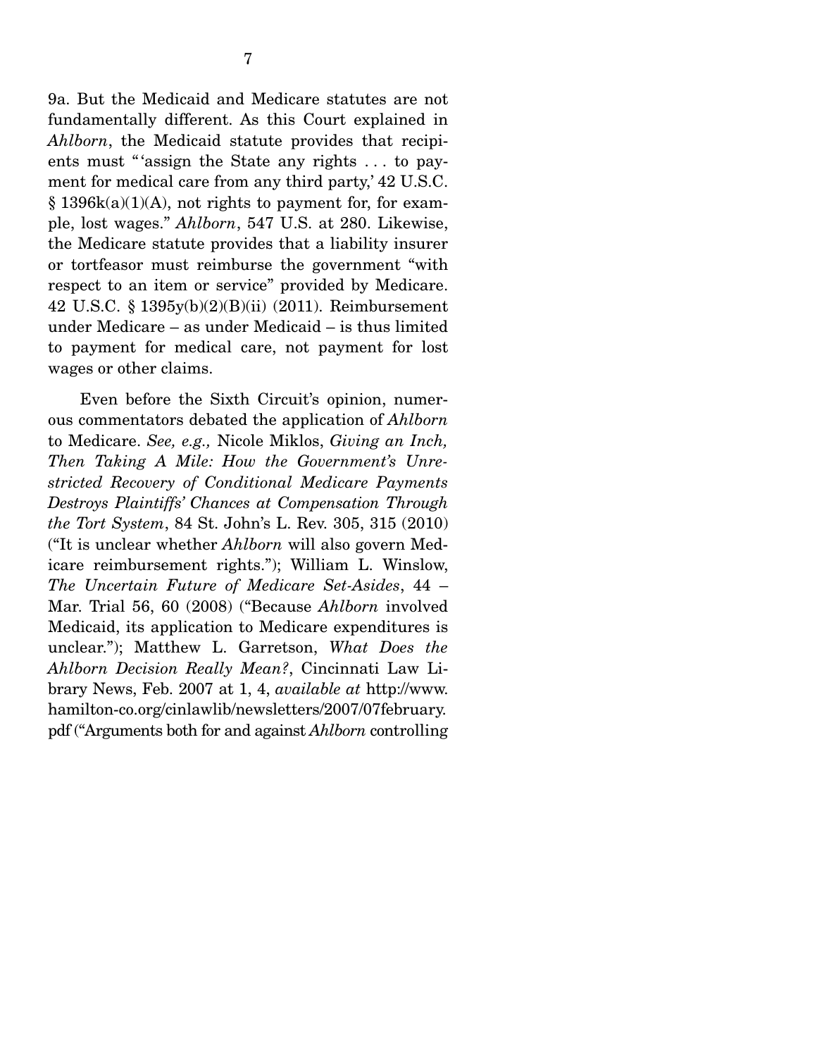9a. But the Medicaid and Medicare statutes are not fundamentally different. As this Court explained in *Ahlborn*, the Medicaid statute provides that recipients must "'assign the State any rights . . . to payment for medical care from any third party,' 42 U.S.C. § 1396k(a)(1)(A), not rights to payment for, for example, lost wages." *Ahlborn*, 547 U.S. at 280. Likewise, the Medicare statute provides that a liability insurer or tortfeasor must reimburse the government "with respect to an item or service" provided by Medicare. 42 U.S.C. § 1395y(b)(2)(B)(ii) (2011). Reimbursement under Medicare – as under Medicaid – is thus limited to payment for medical care, not payment for lost wages or other claims.

Even before the Sixth Circuit's opinion, numerous commentators debated the application of *Ahlborn* to Medicare. *See, e.g.,* Nicole Miklos, *Giving an Inch, Then Taking A Mile: How the Government's Unrestricted Recovery of Conditional Medicare Payments Destroys Plaintiffs' Chances at Compensation Through the Tort System*, 84 St. John's L. Rev. 305, 315 (2010) ("It is unclear whether *Ahlborn* will also govern Medicare reimbursement rights."); William L. Winslow, *The Uncertain Future of Medicare Set-Asides*, 44 – Mar. Trial 56, 60 (2008) ("Because *Ahlborn* involved Medicaid, its application to Medicare expenditures is unclear."); Matthew L. Garretson, *What Does the Ahlborn Decision Really Mean?*, Cincinnati Law Library News, Feb. 2007 at 1, 4, *available at* http://www.hamilton-co.org/cinlawlib/newsletters/2007/07february.pdf ("Arguments both for and against *Ahlborn* controlling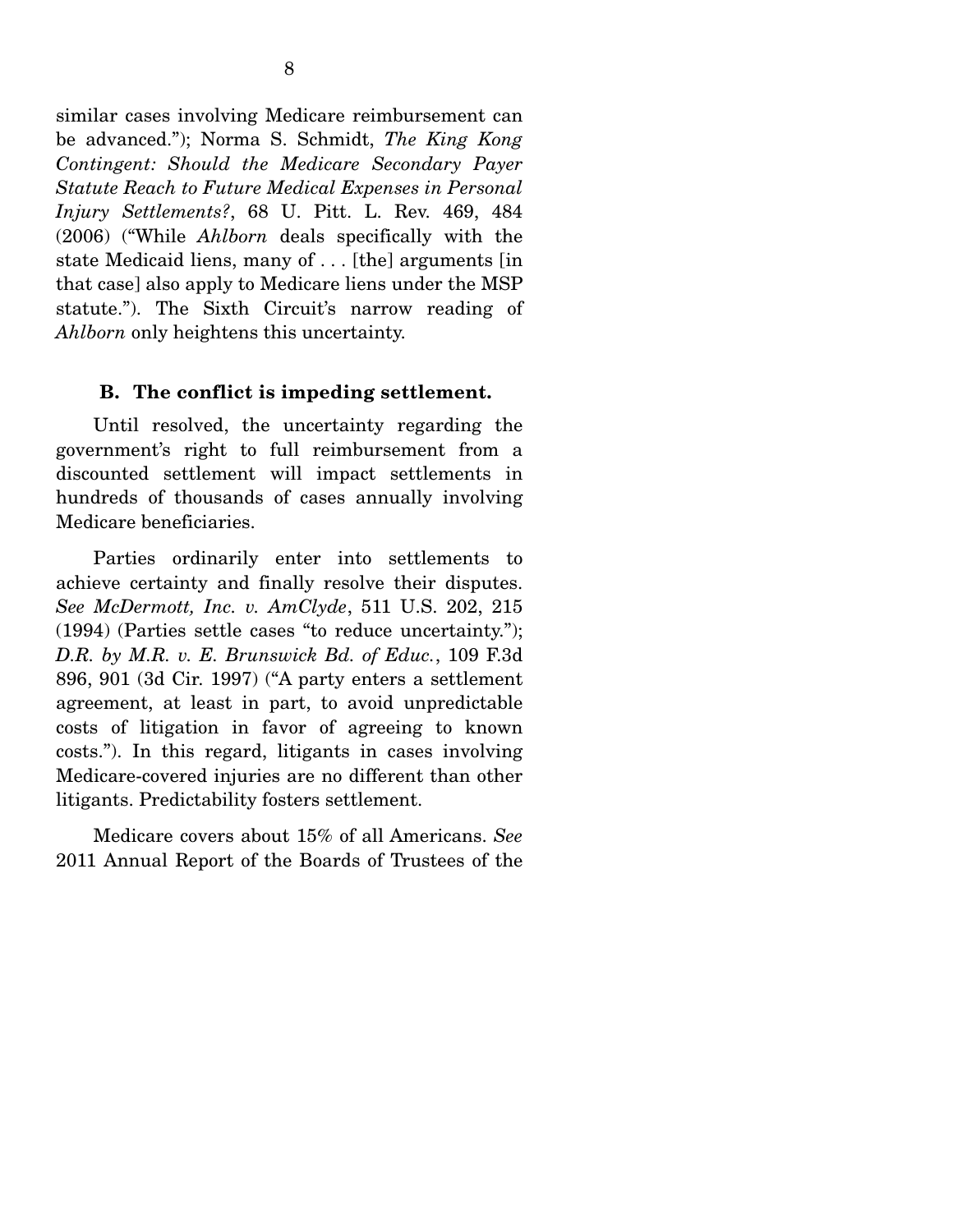similar cases involving Medicare reimbursement can be advanced."); Norma S. Schmidt, *The King Kong Contingent: Should the Medicare Secondary Payer Statute Reach to Future Medical Expenses in Personal Injury Settlements?*, 68 U. Pitt. L. Rev. 469, 484 (2006) ("While *Ahlborn* deals specifically with the state Medicaid liens, many of . . . [the] arguments [in that case] also apply to Medicare liens under the MSP statute."). The Sixth Circuit's narrow reading of *Ahlborn* only heightens this uncertainty.

### B. The conflict is impeding settlement.

Until resolved, the uncertainty regarding the government's right to full reimbursement from a discounted settlement will impact settlements in hundreds of thousands of cases annually involving Medicare beneficiaries.

Parties ordinarily enter into settlements to achieve certainty and finally resolve their disputes. *See McDermott, Inc. v. AmClyde*, 511 U.S. 202, 215 (1994) (Parties settle cases "to reduce uncertainty."); *D.R. by M.R. v. E. Brunswick Bd. of Educ.*, 109 F.3d 896, 901 (3d Cir. 1997) ("A party enters a settlement agreement, at least in part, to avoid unpredictable costs of litigation in favor of agreeing to known costs."). In this regard, litigants in cases involving Medicare-covered injuries are no different than other litigants. Predictability fosters settlement.

Medicare covers about 15% of all Americans. *See* 2011 Annual Report of the Boards of Trustees of the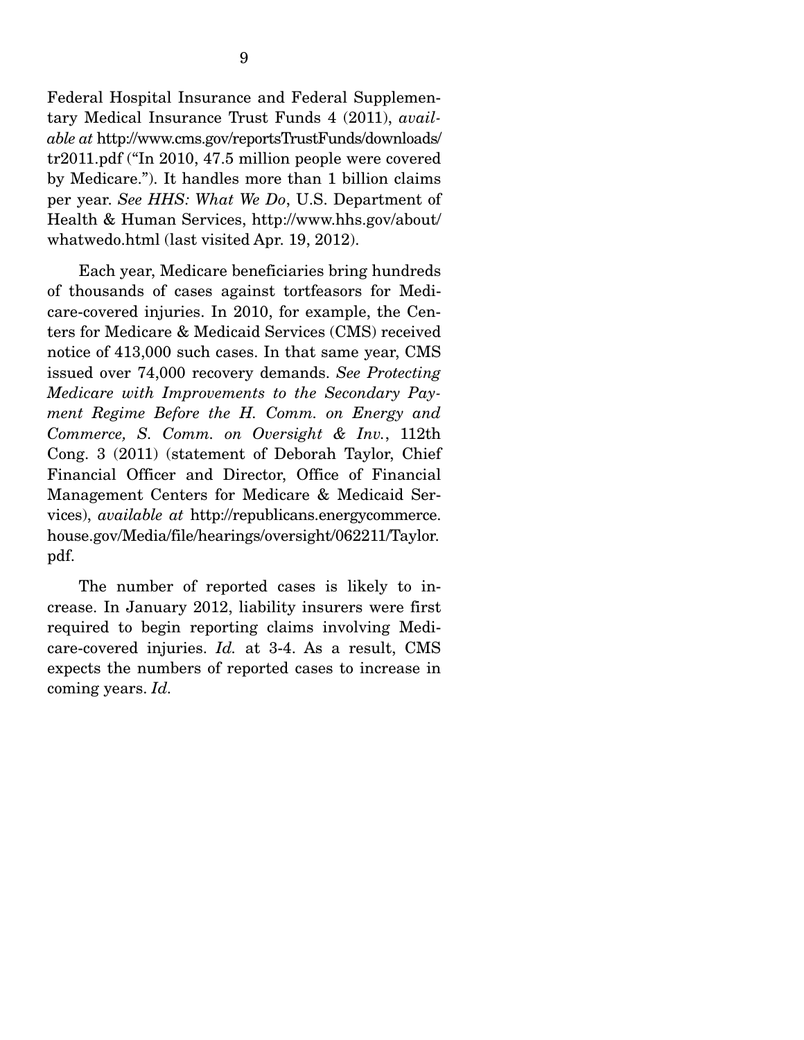Federal Hospital Insurance and Federal Supplementary Medical Insurance Trust Funds 4 (2011), *available at* http://www.cms.gov/reportsTrustFunds/downloads/tr2011.pdf ("In 2010, 47.5 million people were covered by Medicare."). It handles more than 1 billion claims per year. *See HHS: What We Do*, U.S. Department of Health & Human Services, http://www.hhs.gov/about/whatwedo.html (last visited Apr. 19, 2012).

Each year, Medicare beneficiaries bring hundreds of thousands of cases against tortfeasors for Medicare-covered injuries. In 2010, for example, the Centers for Medicare & Medicaid Services (CMS) received notice of 413,000 such cases. In that same year, CMS issued over 74,000 recovery demands. *See Protecting Medicare with Improvements to the Secondary Payment Regime Before the H. Comm. on Energy and Commerce, S. Comm. on Oversight & Inv.*, 112th Cong. 3 (2011) (statement of Deborah Taylor, Chief Financial Officer and Director, Office of Financial Management Centers for Medicare & Medicaid Services), *available at* http://republicans.energycommerce.house.gov/Media/file/hearings/oversight/062211/Taylor.pdf.

The number of reported cases is likely to increase. In January 2012, liability insurers were first required to begin reporting claims involving Medicare-covered injuries. *Id.* at 3-4. As a result, CMS expects the numbers of reported cases to increase in coming years. *Id.*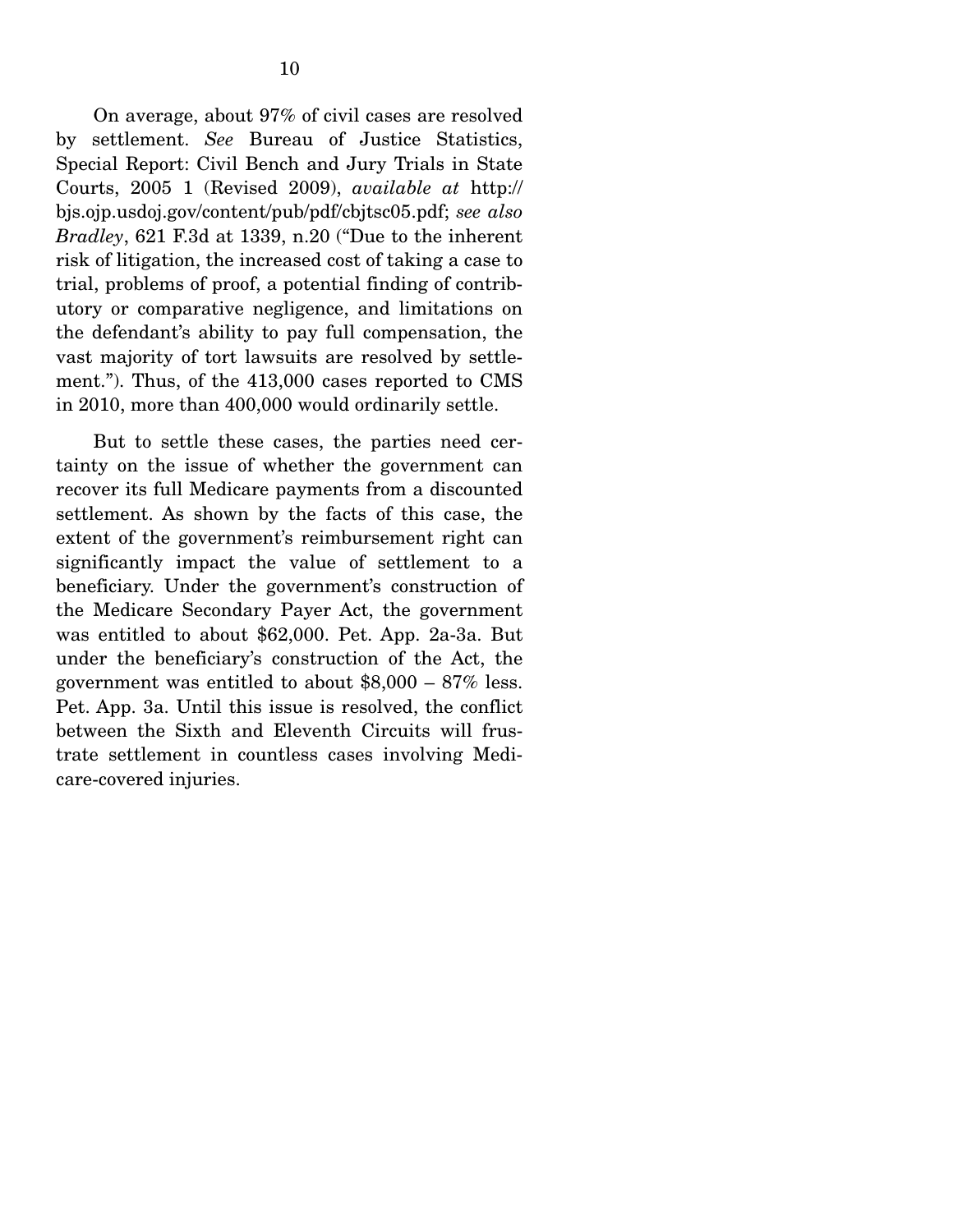On average, about 97% of civil cases are resolved by settlement. *See* Bureau of Justice Statistics, Special Report: Civil Bench and Jury Trials in State Courts, 2005 1 (Revised 2009), *available at* http://bjs.ojp.usdoj.gov/content/pub/pdf/cbjtsc05.pdf; *see also* *Bradley*, 621 F.3d at 1339, n.20 ("Due to the inherent risk of litigation, the increased cost of taking a case to trial, problems of proof, a potential finding of contributory or comparative negligence, and limitations on the defendant's ability to pay full compensation, the vast majority of tort lawsuits are resolved by settlement."). Thus, of the 413,000 cases reported to CMS in 2010, more than 400,000 would ordinarily settle.

But to settle these cases, the parties need certainty on the issue of whether the government can recover its full Medicare payments from a discounted settlement. As shown by the facts of this case, the extent of the government's reimbursement right can significantly impact the value of settlement to a beneficiary. Under the government's construction of the Medicare Secondary Payer Act, the government was entitled to about $62,000. Pet. App. 2a-3a. But under the beneficiary's construction of the Act, the government was entitled to about $8,000 – 87% less. Pet. App. 3a. Until this issue is resolved, the conflict between the Sixth and Eleventh Circuits will frustrate settlement in countless cases involving Medicare-covered injuries.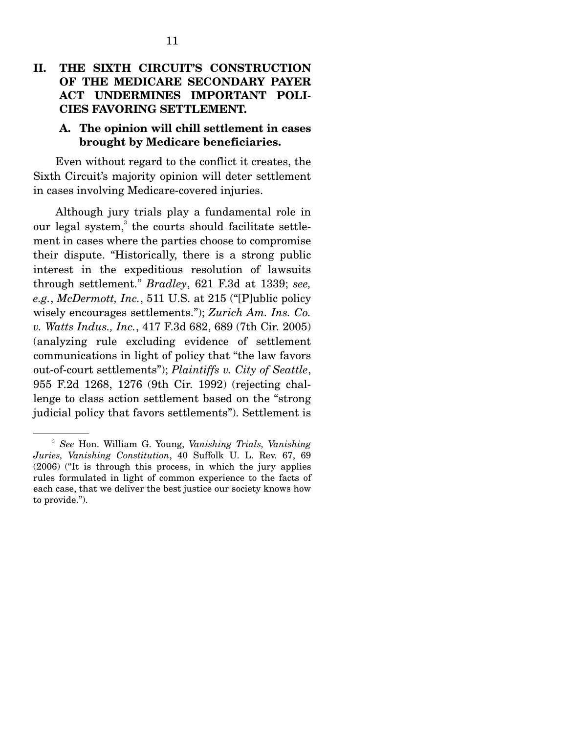## II. THE SIXTH CIRCUIT'S CONSTRUCTION OF THE MEDICARE SECONDARY PAYER ACT UNDERMINES IMPORTANT POLICIES FAVORING SETTLEMENT.

### A. The opinion will chill settlement in cases brought by Medicare beneficiaries.

Even without regard to the conflict it creates, the Sixth Circuit's majority opinion will deter settlement in cases involving Medicare-covered injuries.

Although jury trials play a fundamental role in our legal system,[3] the courts should facilitate settlement in cases where the parties choose to compromise their dispute. "Historically, there is a strong public interest in the expeditious resolution of lawsuits through settlement." *Bradley*, 621 F.3d at 1339; *see, e.g.*, *McDermott, Inc.*, 511 U.S. at 215 ("[P]ublic policy wisely encourages settlements."); *Zurich Am. Ins. Co. v. Watts Indus., Inc.*, 417 F.3d 682, 689 (7th Cir. 2005) (analyzing rule excluding evidence of settlement communications in light of policy that "the law favors out-of-court settlements"); *Plaintiffs v. City of Seattle*, 955 F.2d 1268, 1276 (9th Cir. 1992) (rejecting challenge to class action settlement based on the "strong judicial policy that favors settlements"). Settlement is

[3] *See* Hon. William G. Young, *Vanishing Trials, Vanishing Juries, Vanishing Constitution*, 40 Suffolk U. L. Rev. 67, 69 (2006) ("It is through this process, in which the jury applies rules formulated in light of common experience to the facts of each case, that we deliver the best justice our society knows how to provide.").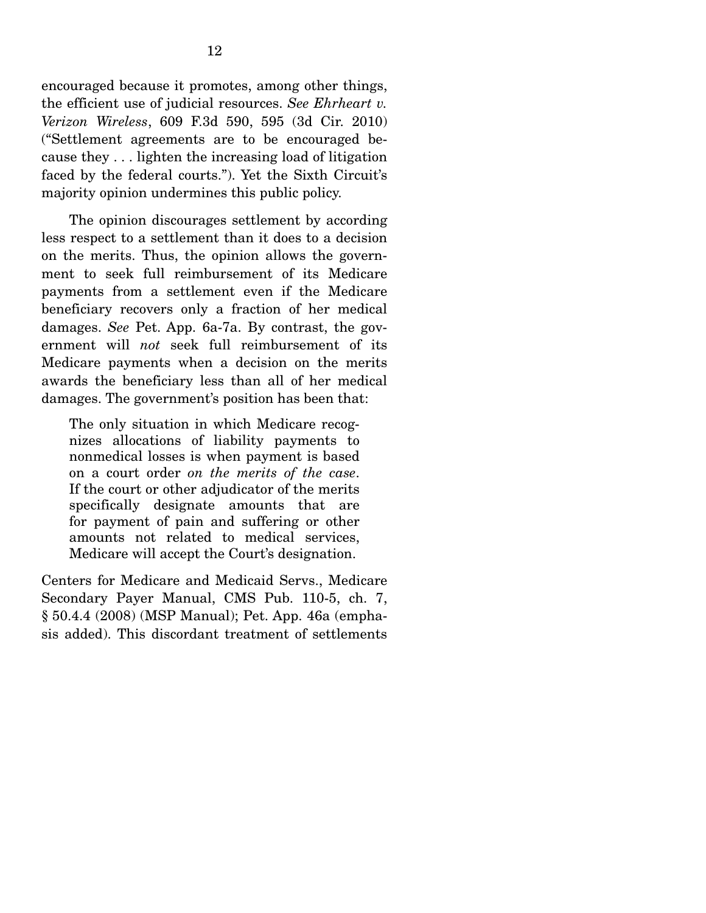encouraged because it promotes, among other things, the efficient use of judicial resources. *See Ehrheart v. Verizon Wireless*, 609 F.3d 590, 595 (3d Cir. 2010) ("Settlement agreements are to be encouraged because they . . . lighten the increasing load of litigation faced by the federal courts."). Yet the Sixth Circuit's majority opinion undermines this public policy.

The opinion discourages settlement by according less respect to a settlement than it does to a decision on the merits. Thus, the opinion allows the government to seek full reimbursement of its Medicare payments from a settlement even if the Medicare beneficiary recovers only a fraction of her medical damages. *See* Pet. App. 6a-7a. By contrast, the government will *not* seek full reimbursement of its Medicare payments when a decision on the merits awards the beneficiary less than all of her medical damages. The government's position has been that:

> The only situation in which Medicare recognizes allocations of liability payments to nonmedical losses is when payment is based on a court order *on the merits of the case*. If the court or other adjudicator of the merits specifically designate amounts that are for payment of pain and suffering or other amounts not related to medical services, Medicare will accept the Court's designation.

Centers for Medicare and Medicaid Servs., Medicare Secondary Payer Manual, CMS Pub. 110-5, ch. 7, § 50.4.4 (2008) (MSP Manual); Pet. App. 46a (emphasis added). This discordant treatment of settlements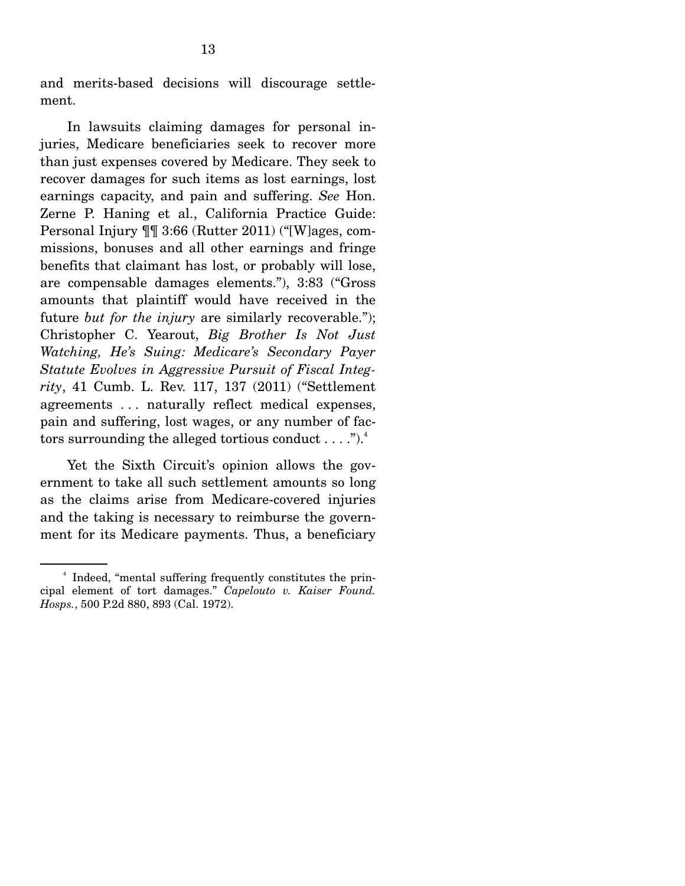and merits-based decisions will discourage settlement.

In lawsuits claiming damages for personal injuries, Medicare beneficiaries seek to recover more than just expenses covered by Medicare. They seek to recover damages for such items as lost earnings, lost earnings capacity, and pain and suffering. *See* Hon. Zerne P. Haning et al., California Practice Guide: Personal Injury ¶¶ 3:66 (Rutter 2011) ("[W]ages, commissions, bonuses and all other earnings and fringe benefits that claimant has lost, or probably will lose, are compensable damages elements."), 3:83 ("Gross amounts that plaintiff would have received in the future *but for the injury* are similarly recoverable."); Christopher C. Yearout, *Big Brother Is Not Just Watching, He's Suing: Medicare's Secondary Payer Statute Evolves in Aggressive Pursuit of Fiscal Integrity*, 41 Cumb. L. Rev. 117, 137 (2011) ("Settlement agreements . . . naturally reflect medical expenses, pain and suffering, lost wages, or any number of factors surrounding the alleged tortious conduct . . . .").[4]

Yet the Sixth Circuit's opinion allows the government to take all such settlement amounts so long as the claims arise from Medicare-covered injuries and the taking is necessary to reimburse the government for its Medicare payments. Thus, a beneficiary

[4] Indeed, "mental suffering frequently constitutes the principal element of tort damages." *Capelouto v. Kaiser Found. Hosps.*, 500 P.2d 880, 893 (Cal. 1972).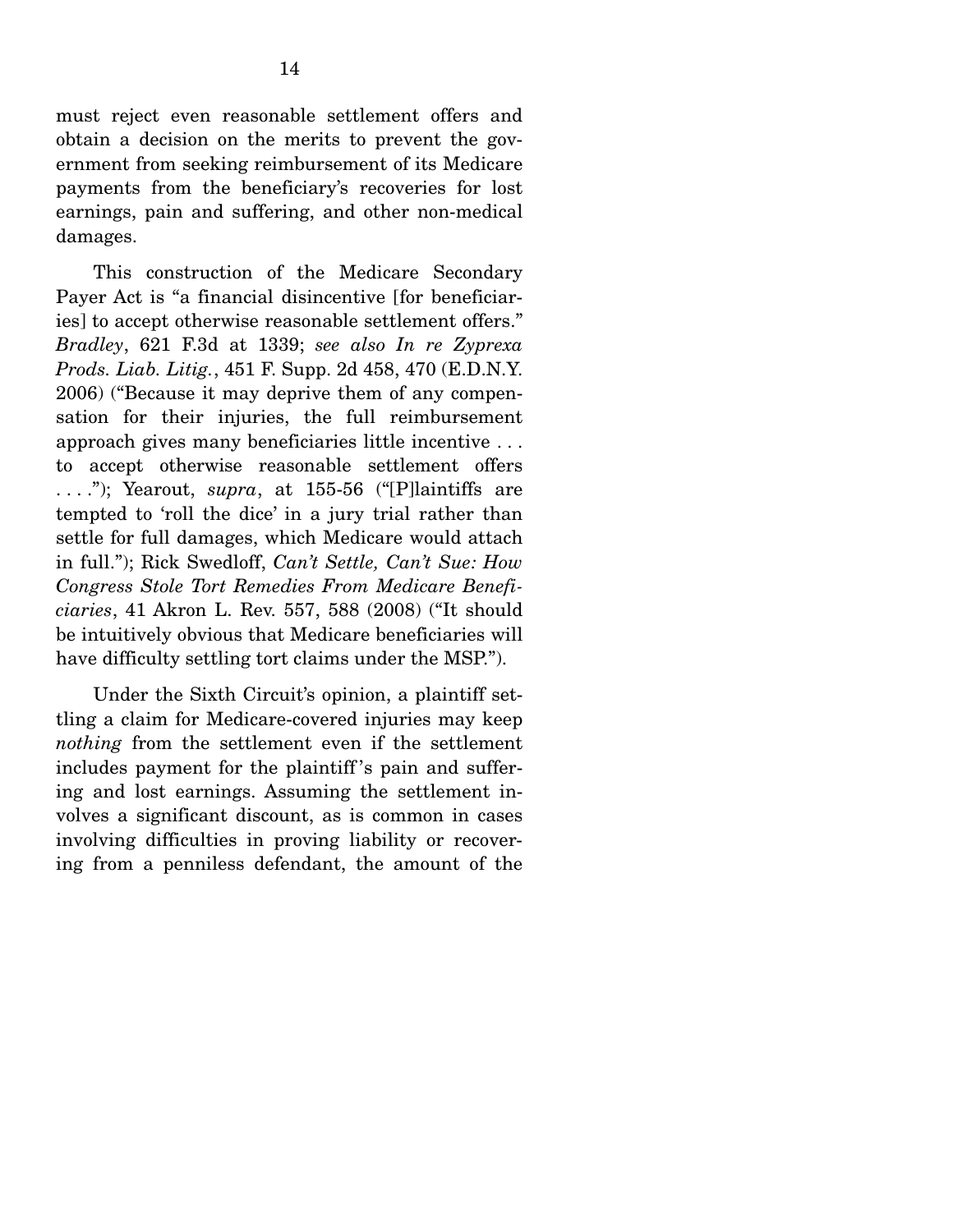must reject even reasonable settlement offers and obtain a decision on the merits to prevent the government from seeking reimbursement of its Medicare payments from the beneficiary's recoveries for lost earnings, pain and suffering, and other non-medical damages.

This construction of the Medicare Secondary Payer Act is "a financial disincentive [for beneficiaries] to accept otherwise reasonable settlement offers." *Bradley*, 621 F.3d at 1339; *see also In re Zyprexa Prods. Liab. Litig.*, 451 F. Supp. 2d 458, 470 (E.D.N.Y. 2006) ("Because it may deprive them of any compensation for their injuries, the full reimbursement approach gives many beneficiaries little incentive . . . to accept otherwise reasonable settlement offers . . . ."); Yearout, *supra*, at 155-56 ("[P]laintiffs are tempted to 'roll the dice' in a jury trial rather than settle for full damages, which Medicare would attach in full."); Rick Swedloff, *Can't Settle, Can't Sue: How Congress Stole Tort Remedies From Medicare Beneficiaries*, 41 Akron L. Rev. 557, 588 (2008) ("It should be intuitively obvious that Medicare beneficiaries will have difficulty settling tort claims under the MSP.").

Under the Sixth Circuit's opinion, a plaintiff settling a claim for Medicare-covered injuries may keep *nothing* from the settlement even if the settlement includes payment for the plaintiff's pain and suffering and lost earnings. Assuming the settlement involves a significant discount, as is common in cases involving difficulties in proving liability or recovering from a penniless defendant, the amount of the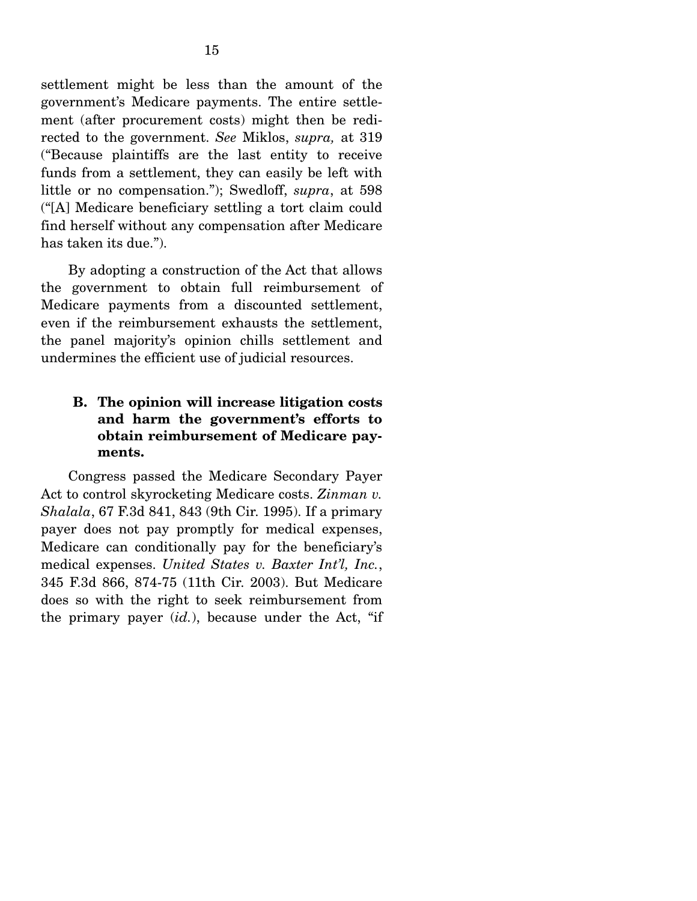settlement might be less than the amount of the government's Medicare payments. The entire settlement (after procurement costs) might then be redirected to the government. *See* Miklos, *supra,* at 319 ("Because plaintiffs are the last entity to receive funds from a settlement, they can easily be left with little or no compensation."); Swedloff, *supra*, at 598 ("[A] Medicare beneficiary settling a tort claim could find herself without any compensation after Medicare has taken its due.").

By adopting a construction of the Act that allows the government to obtain full reimbursement of Medicare payments from a discounted settlement, even if the reimbursement exhausts the settlement, the panel majority's opinion chills settlement and undermines the efficient use of judicial resources.

### B. The opinion will increase litigation costs and harm the government's efforts to obtain reimbursement of Medicare payments.

Congress passed the Medicare Secondary Payer Act to control skyrocketing Medicare costs. *Zinman v. Shalala*, 67 F.3d 841, 843 (9th Cir. 1995). If a primary payer does not pay promptly for medical expenses, Medicare can conditionally pay for the beneficiary's medical expenses. *United States v. Baxter Int'l, Inc.*, 345 F.3d 866, 874-75 (11th Cir. 2003). But Medicare does so with the right to seek reimbursement from the primary payer (*id.*), because under the Act, "if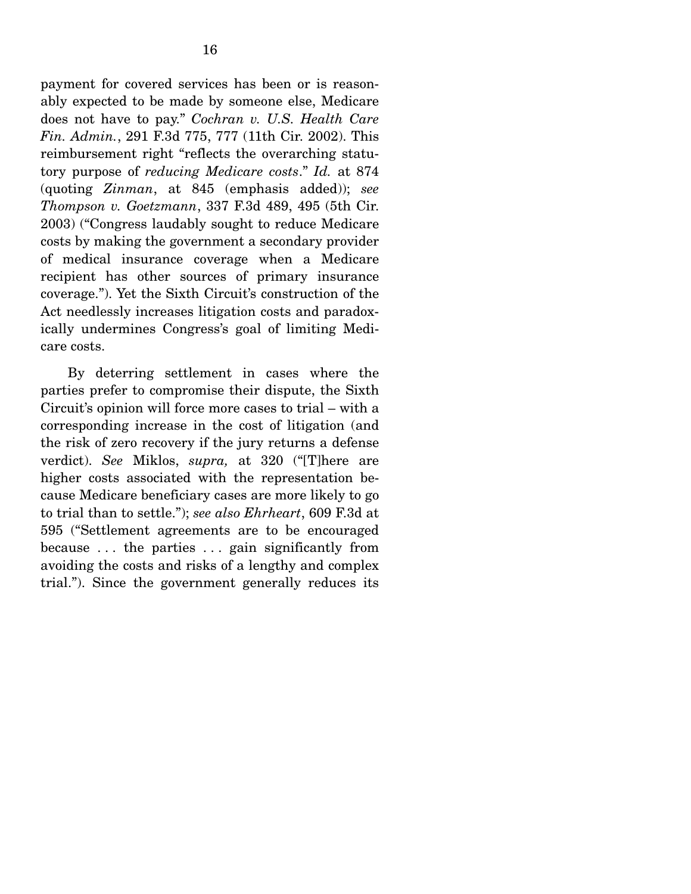payment for covered services has been or is reasonably expected to be made by someone else, Medicare does not have to pay." *Cochran v. U.S. Health Care Fin. Admin.*, 291 F.3d 775, 777 (11th Cir. 2002). This reimbursement right "reflects the overarching statutory purpose of *reducing Medicare costs*." *Id.* at 874 (quoting *Zinman*, at 845 (emphasis added)); *see Thompson v. Goetzmann*, 337 F.3d 489, 495 (5th Cir. 2003) ("Congress laudably sought to reduce Medicare costs by making the government a secondary provider of medical insurance coverage when a Medicare recipient has other sources of primary insurance coverage."). Yet the Sixth Circuit's construction of the Act needlessly increases litigation costs and paradoxically undermines Congress's goal of limiting Medicare costs.

By deterring settlement in cases where the parties prefer to compromise their dispute, the Sixth Circuit's opinion will force more cases to trial – with a corresponding increase in the cost of litigation (and the risk of zero recovery if the jury returns a defense verdict). *See* Miklos, *supra,* at 320 ("[T]here are higher costs associated with the representation because Medicare beneficiary cases are more likely to go to trial than to settle."); *see also Ehrheart*, 609 F.3d at 595 ("Settlement agreements are to be encouraged because . . . the parties . . . gain significantly from avoiding the costs and risks of a lengthy and complex trial."). Since the government generally reduces its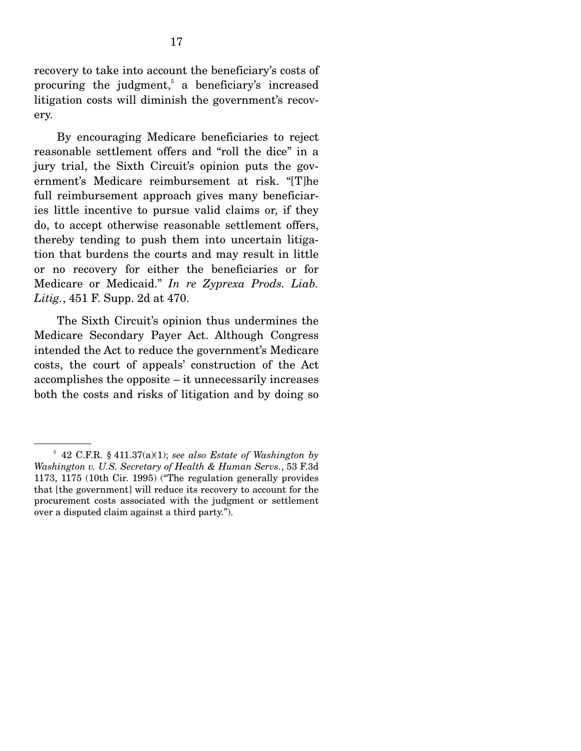recovery to take into account the beneficiary's costs of procuring the judgment,[5] a beneficiary's increased litigation costs will diminish the government's recovery.

By encouraging Medicare beneficiaries to reject reasonable settlement offers and "roll the dice" in a jury trial, the Sixth Circuit's opinion puts the government's Medicare reimbursement at risk. "[T]he full reimbursement approach gives many beneficiaries little incentive to pursue valid claims or, if they do, to accept otherwise reasonable settlement offers, thereby tending to push them into uncertain litigation that burdens the courts and may result in little or no recovery for either the beneficiaries or for Medicare or Medicaid." *In re Zyprexa Prods. Liab. Litig.*, 451 F. Supp. 2d at 470.

The Sixth Circuit's opinion thus undermines the Medicare Secondary Payer Act. Although Congress intended the Act to reduce the government's Medicare costs, the court of appeals' construction of the Act accomplishes the opposite – it unnecessarily increases both the costs and risks of litigation and by doing so

---

[5] 42 C.F.R. § 411.37(a)(1); *see also Estate of Washington by Washington v. U.S. Secretary of Health & Human Servs.*, 53 F.3d 1173, 1175 (10th Cir. 1995) ("The regulation generally provides that [the government] will reduce its recovery to account for the procurement costs associated with the judgment or settlement over a disputed claim against a third party.").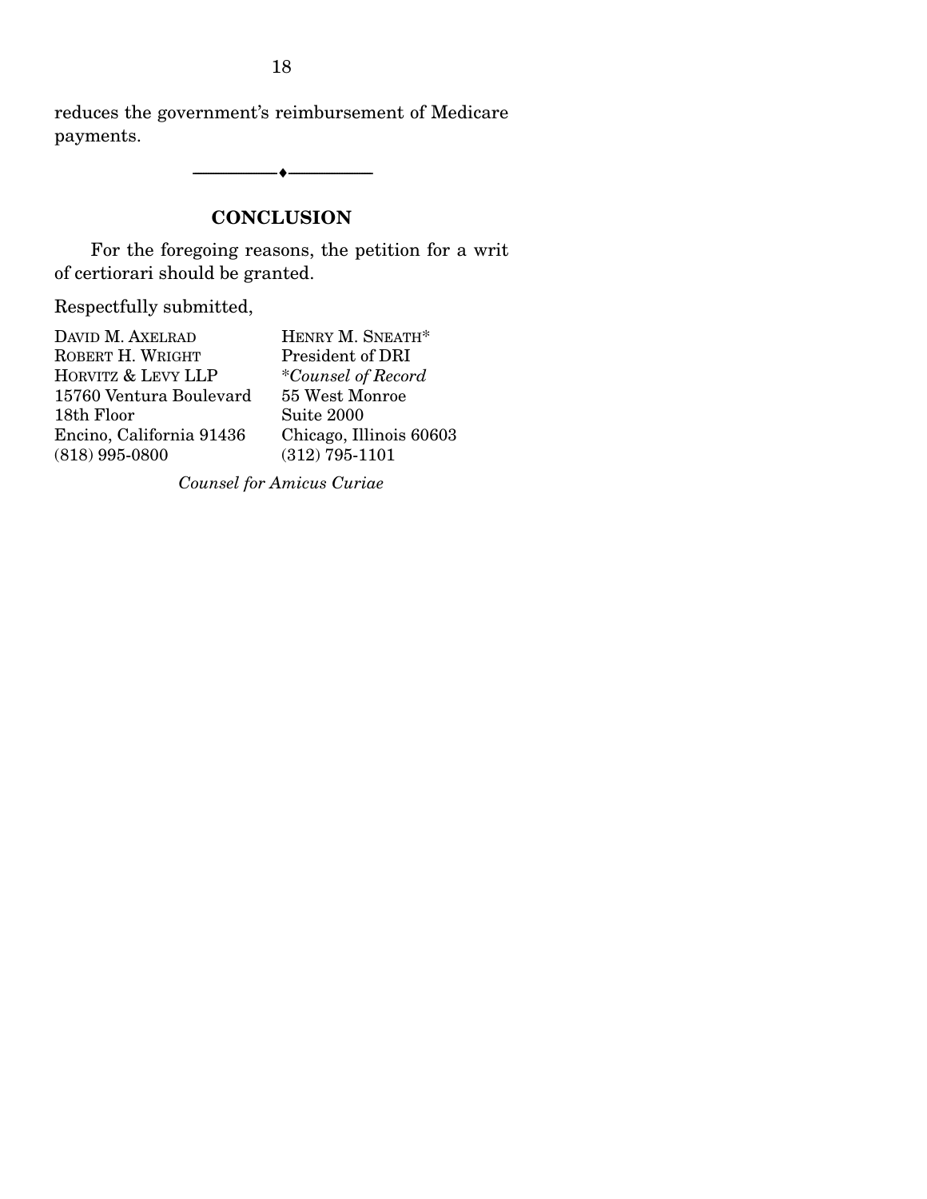reduces the government's reimbursement of Medicare payments.

---

## CONCLUSION

For the foregoing reasons, the petition for a writ of certiorari should be granted.

Respectfully submitted,

| | |
|---|---|
| DAVID M. AXELRAD | HENRY M. SNEATH* |
| ROBERT H. WRIGHT | President of DRI |
| HORVITZ & LEVY LLP | **Counsel of Record* |
| 15760 Ventura Boulevard | 55 West Monroe |
| 18th Floor | Suite 2000 |
| Encino, California 91436 | Chicago, Illinois 60603 |
| (818) 995-0800 | (312) 795-1101 |

*Counsel for Amicus Curiae*